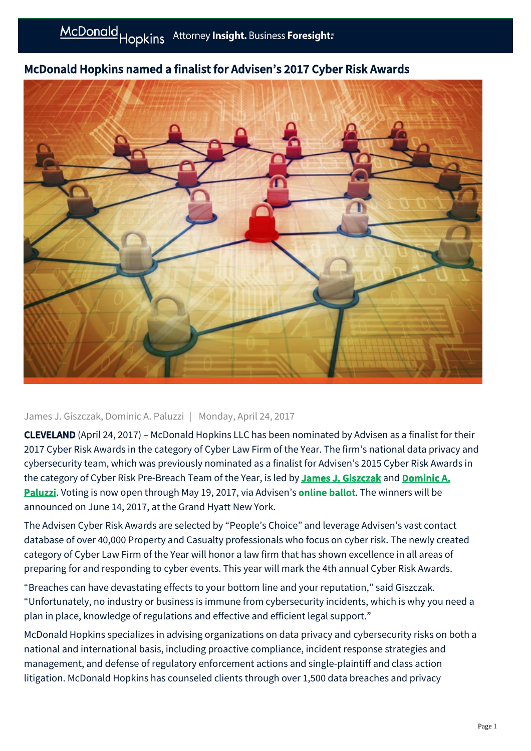# McDonald Hopkins named a finalist for Advisen's 2017 Cyber Risk Awards

James J. Giszczak, Dominic A. Paluzzi | Monday, April 24, 2017

**CLEVELAND** (April 24, 2017) – McDonald Hopkins LLC has been nominated by Advisen as a finalist for their 2017 Cyber Risk Awards in the category of Cyber Law Firm of the Year. The firm's national data privacy and cybersecurity team, which was previously nominated as a finalist for Advisen's 2015 Cyber Risk Awards in the category of Cyber Risk Pre-Breach Team of the Year, is led by **James J. Giszczak** and **Dominic A. Paluzzi**. Voting is now open through May 19, 2017, via Advisen's **online ballot**. The winners will be announced on June 14, 2017, at the Grand Hyatt New York.

The Advisen Cyber Risk Awards are selected by "People's Choice" and leverage Advisen's vast contact database of over 40,000 Property and Casualty professionals who focus on cyber risk. The newly created category of Cyber Law Firm of the Year will honor a law firm that has shown excellence in all areas of preparing for and responding to cyber events. This year will mark the 4th annual Cyber Risk Awards.

"Breaches can have devastating effects to your bottom line and your reputation," said Giszczak. "Unfortunately, no industry or business is immune from cybersecurity incidents, which is why you need a plan in place, knowledge of regulations and effective and efficient legal support."

McDonald Hopkins specializes in advising organizations on data privacy and cybersecurity risks on both a national and international basis, including proactive compliance, incident response strategies and management, and defense of regulatory enforcement actions and single-plaintiff and class action litigation. McDonald Hopkins has counseled clients through over 1,500 data breaches and privacy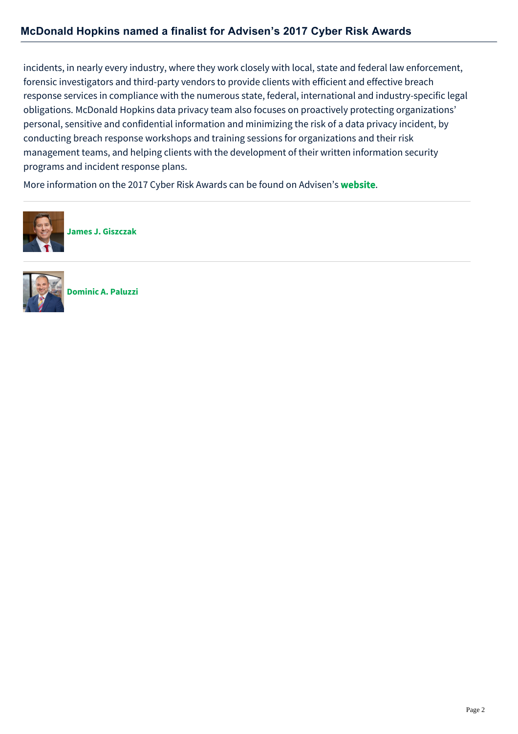incidents, in nearly every industry, where they work closely with local, state and federal law enforcement, forensic investigators and third-party vendors to provide clients with efficient and effective breach response services in compliance with the numerous state, federal, international and industry-specific legal obligations. McDonald Hopkins data privacy team also focuses on proactively protecting organizations' personal, sensitive and confidential information and minimizing the risk of a data privacy incident, by conducting breach response workshops and training sessions for organizations and their risk management teams, and helping clients with the development of their written information security programs and incident response plans.

More information on the 2017 Cyber Risk Awards can be found on Advisen's **website**.

---

**James J. Giszczak**

---

**Dominic A. Paluzzi**